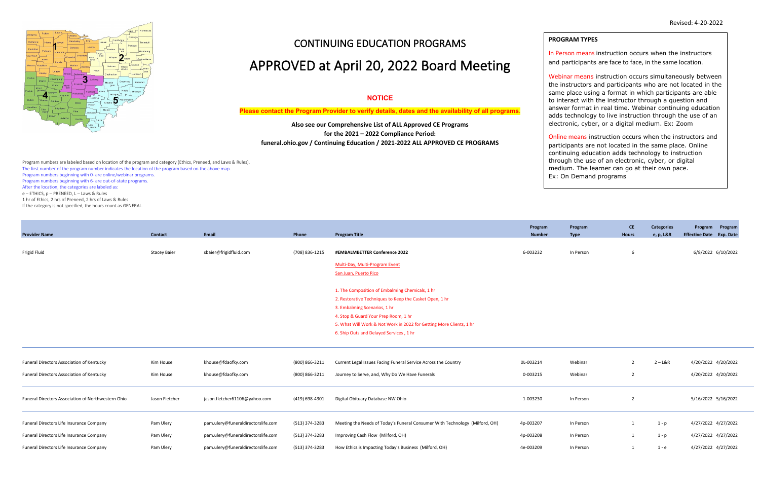Revised: 4-20-2022

# CONTINUING EDUCATION PROGRAMS

# APPROVED at April 20, 2022 Board Meeting

**NOTICE**

**Please contact the Program Provider to verify details, dates and the availability of all programs.**

**Also see our Comprehensive List of ALL Approved CE Programs for the 2021 – 2022 Compliance Period: funeral.ohio.gov / Continuing Education / 2021-2022 ALL APPROVED CE PROGRAMS**

**PROGRAM TYPES**

In Person means instruction occurs when the instructors and participants are face to face, in the same location.

Webinar means instruction occurs simultaneously between the instructors and participants who are not located in the same place using a format in which participants are able to interact with the instructor through a question and answer format in real time. Webinar continuing education adds technology to live instruction through the use of an electronic, cyber, or a digital medium. Ex: Zoom

Online means instruction occurs when the instructors and participants are not located in the same place. Online continuing education adds technology to instruction through the use of an electronic, cyber, or digital medium. The learner can go at their own pace. Ex: On Demand programs

Program numbers are labeled based on location of the program and category (Ethics, Preneed, and Laws & Rules).
The first number of the program number indicates the location of the program based on the above map.
Program numbers beginning with 0- are online/webinar programs.
Program numbers beginning with 6- are out-of-state programs.
After the location, the categories are labeled as:
e – ETHICS, p – PRENEED, L – Laws & Rules
1 hr of Ethics, 2 hrs of Preneed, 2 hrs of Laws & Rules
If the category is not specified, the hours count as GENERAL.

| Provider Name | Contact | Email | Phone | Program Title | Program Number | Program Type | CE Hours | Categories e, p, L&R | Program Effective Date | Program Exp. Date |
|---|---|---|---|---|---|---|---|---|---|---|
| Frigid Fluid | Stacey Baier | sbaier@frigidfluid.com | (708) 836-1215 | **#EMBALMBETTER Conference 2022**<br>Multi-Day, Multi-Program Event<br>San Juan, Puerto Rico<br><br>1. The Composition of Embalming Chemicals, 1 hr<br>2. Restorative Techniques to Keep the Casket Open, 1 hr<br>3. Embalming Scenarios, 1 hr<br>4. Stop & Guard Your Prep Room, 1 hr<br>5. What Will Work & Not Work in 2022 for Getting More Clients, 1 hr<br>6. Ship Outs and Delayed Services , 1 hr | 6-003232 | In Person | 6 | | 6/8/2022 | 6/10/2022 |
| Funeral Directors Association of Kentucky | Kim House | khouse@fdaofky.com | (800) 866-3211 | Current Legal Issues Facing Funeral Service Across the Country | 0L-003214 | Webinar | 2 | 2 – L&R | 4/20/2022 | 4/20/2022 |
| Funeral Directors Association of Kentucky | Kim House | khouse@fdaofky.com | (800) 866-3211 | Journey to Serve, and, Why Do We Have Funerals | 0-003215 | Webinar | 2 | | 4/20/2022 | 4/20/2022 |
| Funeral Directors Association of Northwestern Ohio | Jason Fletcher | jason.fletcher61106@yahoo.com | (419) 698-4301 | Digital Obituary Database NW Ohio | 1-003230 | In Person | 2 | | 5/16/2022 | 5/16/2022 |
| Funeral Directors Life Insurance Company | Pam Ulery | pam.ulery@funeraldirectorslife.com | (513) 374-3283 | Meeting the Needs of Today's Funeral Consumer With Technology (Milford, OH) | 4p-003207 | In Person | 1 | 1 - p | 4/27/2022 | 4/27/2022 |
| Funeral Directors Life Insurance Company | Pam Ulery | pam.ulery@funeraldirectorslife.com | (513) 374-3283 | Improving Cash Flow (Milford, OH) | 4p-003208 | In Person | 1 | 1 - p | 4/27/2022 | 4/27/2022 |
| Funeral Directors Life Insurance Company | Pam Ulery | pam.ulery@funeraldirectorslife.com | (513) 374-3283 | How Ethics is Impacting Today's Business (Milford, OH) | 4e-003209 | In Person | 1 | 1 - e | 4/27/2022 | 4/27/2022 |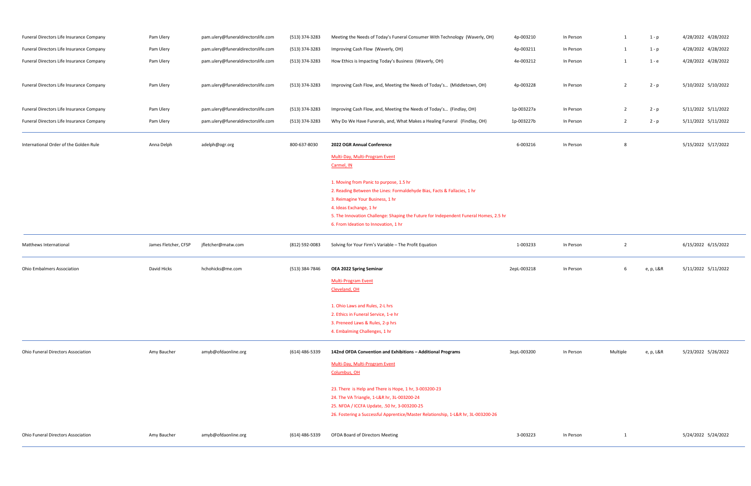| | | | | | | | | | | |
|---|---|---|---|---|---|---|---|---|---|---|
| Funeral Directors Life Insurance Company | Pam Ulery | pam.ulery@funeraldirectorslife.com | (513) 374-3283 | Meeting the Needs of Today's Funeral Consumer With Technology (Waverly, OH) | 4p-003210 | In Person | 1 | 1 - p | 4/28/2022 | 4/28/2022 |
| Funeral Directors Life Insurance Company | Pam Ulery | pam.ulery@funeraldirectorslife.com | (513) 374-3283 | Improving Cash Flow (Waverly, OH) | 4p-003211 | In Person | 1 | 1 - p | 4/28/2022 | 4/28/2022 |
| Funeral Directors Life Insurance Company | Pam Ulery | pam.ulery@funeraldirectorslife.com | (513) 374-3283 | How Ethics is Impacting Today's Business (Waverly, OH) | 4e-003212 | In Person | 1 | 1 - e | 4/28/2022 | 4/28/2022 |
| Funeral Directors Life Insurance Company | Pam Ulery | pam.ulery@funeraldirectorslife.com | (513) 374-3283 | Improving Cash Flow, and, Meeting the Needs of Today's… (Middletown, OH) | 4p-003228 | In Person | 2 | 2 - p | 5/10/2022 | 5/10/2022 |
| Funeral Directors Life Insurance Company | Pam Ulery | pam.ulery@funeraldirectorslife.com | (513) 374-3283 | Improving Cash Flow, and, Meeting the Needs of Today's… (Findlay, OH) | 1p-003227a | In Person | 2 | 2 - p | 5/11/2022 | 5/11/2022 |
| Funeral Directors Life Insurance Company | Pam Ulery | pam.ulery@funeraldirectorslife.com | (513) 374-3283 | Why Do We Have Funerals, and, What Makes a Healing Funeral (Findlay, OH) | 1p-003227b | In Person | 2 | 2 - p | 5/11/2022 | 5/11/2022 |
| International Order of the Golden Rule | Anna Delph | adelph@ogr.org | 800-637-8030 | **2022 OGR Annual Conference**<br>Multi-Day, Multi-Program Event<br>Carmel, IN<br><br>1. Moving from Panic to purpose, 1.5 hr<br>2. Reading Between the Lines: Formaldehyde Bias, Facts & Fallacies, 1 hr<br>3. Reimagine Your Business, 1 hr<br>4. Ideas Exchange, 1 hr<br>5. The Innovation Challenge: Shaping the Future for Independent Funeral Homes, 2.5 hr<br>6. From Ideation to Innovation, 1 hr | 6-003216 | In Person | 8 | | 5/15/2022 | 5/17/2022 |
| Matthews International | James Fletcher, CFSP | jfletcher@matw.com | (812) 592-0083 | Solving for Your Firm's Variable – The Profit Equation | 1-003233 | In Person | 2 | | 6/15/2022 | 6/15/2022 |
| Ohio Embalmers Association | David Hicks | hchohicks@me.com | (513) 384-7846 | **OEA 2022 Spring Seminar**<br>Multi-Program Event<br>Cleveland, OH<br><br>1. Ohio Laws and Rules, 2-L hrs<br>2. Ethics in Funeral Service, 1-e hr<br>3. Preneed Laws & Rules, 2-p hrs<br>4. Embalming Challenges, 1 hr | 2epL-003218 | In Person | 6 | e, p, L&R | 5/11/2022 | 5/11/2022 |
| Ohio Funeral Directors Association | Amy Baucher | amyb@ofdaonline.org | (614) 486-5339 | **142nd OFDA Convention and Exhibitions – Additional Programs**<br>Multi-Day, Multi-Program Event<br>Columbus, OH<br><br>23. There is Help and There is Hope, 1 hr, 3-003200-23<br>24. The VA Triangle, 1-L&R hr, 3L-003200-24<br>25. NFDA / ICCFA Update, .50 hr, 3-003200-25<br>26. Fostering a Successful Apprentice/Master Relationship, 1-L&R hr, 3L-003200-26 | 3epL-003200 | In Person | Multiple | e, p, L&R | 5/23/2022 | 5/26/2022 |
| Ohio Funeral Directors Association | Amy Baucher | amyb@ofdaonline.org | (614) 486-5339 | OFDA Board of Directors Meeting | 3-003223 | In Person | 1 | | 5/24/2022 | 5/24/2022 |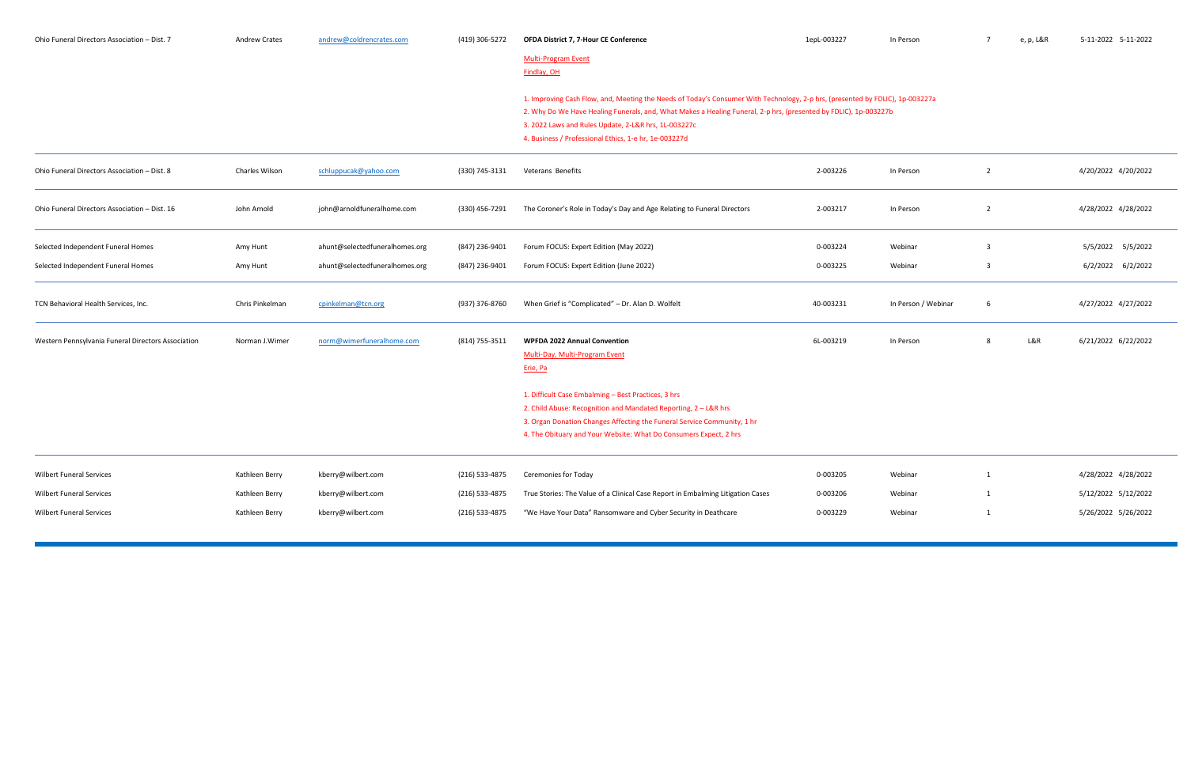| | | | | | | | | | |
|---|---|---|---|---|---|---|---|---|---|
| Ohio Funeral Directors Association – Dist. 7 | Andrew Crates | andrew@coldrencrates.com | (419) 306-5272 | **OFDA District 7, 7-Hour CE Conference**<br>Multi-Program Event<br>Findlay, OH<br><br>1. Improving Cash Flow, and, Meeting the Needs of Today's Consumer With Technology, 2-p hrs, (presented by FDLIC), 1p-003227a<br>2. Why Do We Have Healing Funerals, and, What Makes a Healing Funeral, 2-p hrs, (presented by FDLIC), 1p-003227b<br>3. 2022 Laws and Rules Update, 2-L&R hrs, 1L-003227c<br>4. Business / Professional Ethics, 1-e hr, 1e-003227d | 1epL-003227 | In Person | 7 | e, p, L&R | 5-11-2022 5-11-2022 |
| Ohio Funeral Directors Association – Dist. 8 | Charles Wilson | schluppucak@yahoo.com | (330) 745-3131 | Veterans Benefits | 2-003226 | In Person | 2 | | 4/20/2022 4/20/2022 |
| Ohio Funeral Directors Association – Dist. 16 | John Arnold | john@arnoldfuneralhome.com | (330) 456-7291 | The Coroner's Role in Today's Day and Age Relating to Funeral Directors | 2-003217 | In Person | 2 | | 4/28/2022 4/28/2022 |
| Selected Independent Funeral Homes | Amy Hunt | ahunt@selectedfuneralhomes.org | (847) 236-9401 | Forum FOCUS: Expert Edition (May 2022) | 0-003224 | Webinar | 3 | | 5/5/2022 5/5/2022 |
| Selected Independent Funeral Homes | Amy Hunt | ahunt@selectedfuneralhomes.org | (847) 236-9401 | Forum FOCUS: Expert Edition (June 2022) | 0-003225 | Webinar | 3 | | 6/2/2022 6/2/2022 |
| TCN Behavioral Health Services, Inc. | Chris Pinkelman | cpinkelman@tcn.org | (937) 376-8760 | When Grief is "Complicated" – Dr. Alan D. Wolfelt | 40-003231 | In Person / Webinar | 6 | | 4/27/2022 4/27/2022 |
| Western Pennsylvania Funeral Directors Association | Norman J.Wimer | norm@wimerfuneralhome.com | (814) 755-3511 | **WPFDA 2022 Annual Convention**<br>Multi-Day, Multi-Program Event<br>Erie, Pa<br><br>1. Difficult Case Embalming – Best Practices, 3 hrs<br>2. Child Abuse: Recognition and Mandated Reporting, 2 – L&R hrs<br>3. Organ Donation Changes Affecting the Funeral Service Community, 1 hr<br>4. The Obituary and Your Website: What Do Consumers Expect, 2 hrs | 6L-003219 | In Person | 8 | L&R | 6/21/2022 6/22/2022 |
| Wilbert Funeral Services | Kathleen Berry | kberry@wilbert.com | (216) 533-4875 | Ceremonies for Today | 0-003205 | Webinar | 1 | | 4/28/2022 4/28/2022 |
| Wilbert Funeral Services | Kathleen Berry | kberry@wilbert.com | (216) 533-4875 | True Stories: The Value of a Clinical Case Report in Embalming Litigation Cases | 0-003206 | Webinar | 1 | | 5/12/2022 5/12/2022 |
| Wilbert Funeral Services | Kathleen Berry | kberry@wilbert.com | (216) 533-4875 | "We Have Your Data" Ransomware and Cyber Security in Deathcare | 0-003229 | Webinar | 1 | | 5/26/2022 5/26/2022 |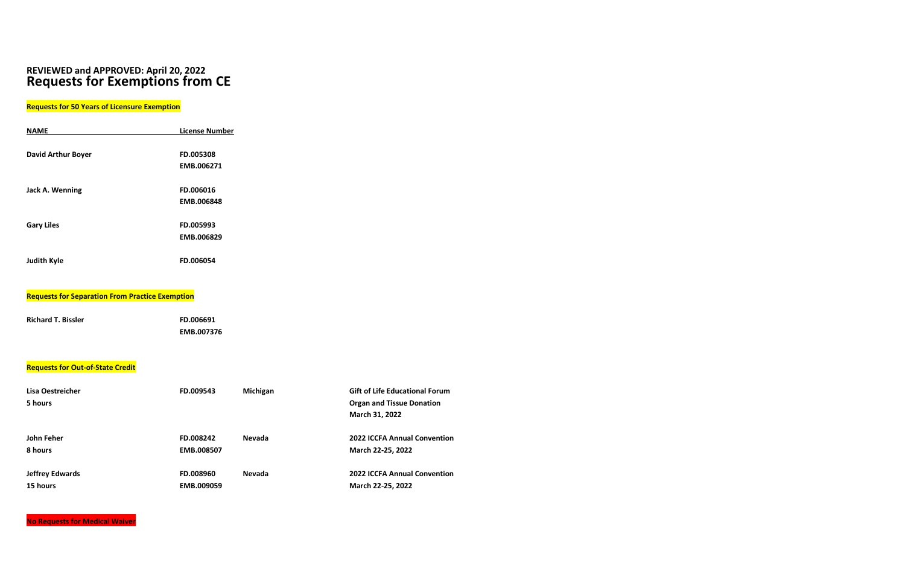# REVIEWED and APPROVED: April 20, 2022
# Requests for Exemptions from CE

**Requests for 50 Years of Licensure Exemption**

| NAME | License Number |
|---|---|
| **David Arthur Boyer** | **FD.005308**<br>**EMB.006271** |
| **Jack A. Wenning** | **FD.006016**<br>**EMB.006848** |
| **Gary Liles** | **FD.005993**<br>**EMB.006829** |
| **Judith Kyle** | **FD.006054** |

**Requests for Separation From Practice Exemption**

| | |
|---|---|
| **Richard T. Bissler** | **FD.006691**<br>**EMB.007376** |

**Requests for Out-of-State Credit**

| | | | |
|---|---|---|---|
| **Lisa Oestreicher**<br>**5 hours** | **FD.009543** | **Michigan** | **Gift of Life Educational Forum**<br>**Organ and Tissue Donation**<br>**March 31, 2022** |
| **John Feher**<br>**8 hours** | **FD.008242**<br>**EMB.008507** | **Nevada** | **2022 ICCFA Annual Convention**<br>**March 22-25, 2022** |
| **Jeffrey Edwards**<br>**15 hours** | **FD.008960**<br>**EMB.009059** | **Nevada** | **2022 ICCFA Annual Convention**<br>**March 22-25, 2022** |

**No Requests for Medical Waiver**